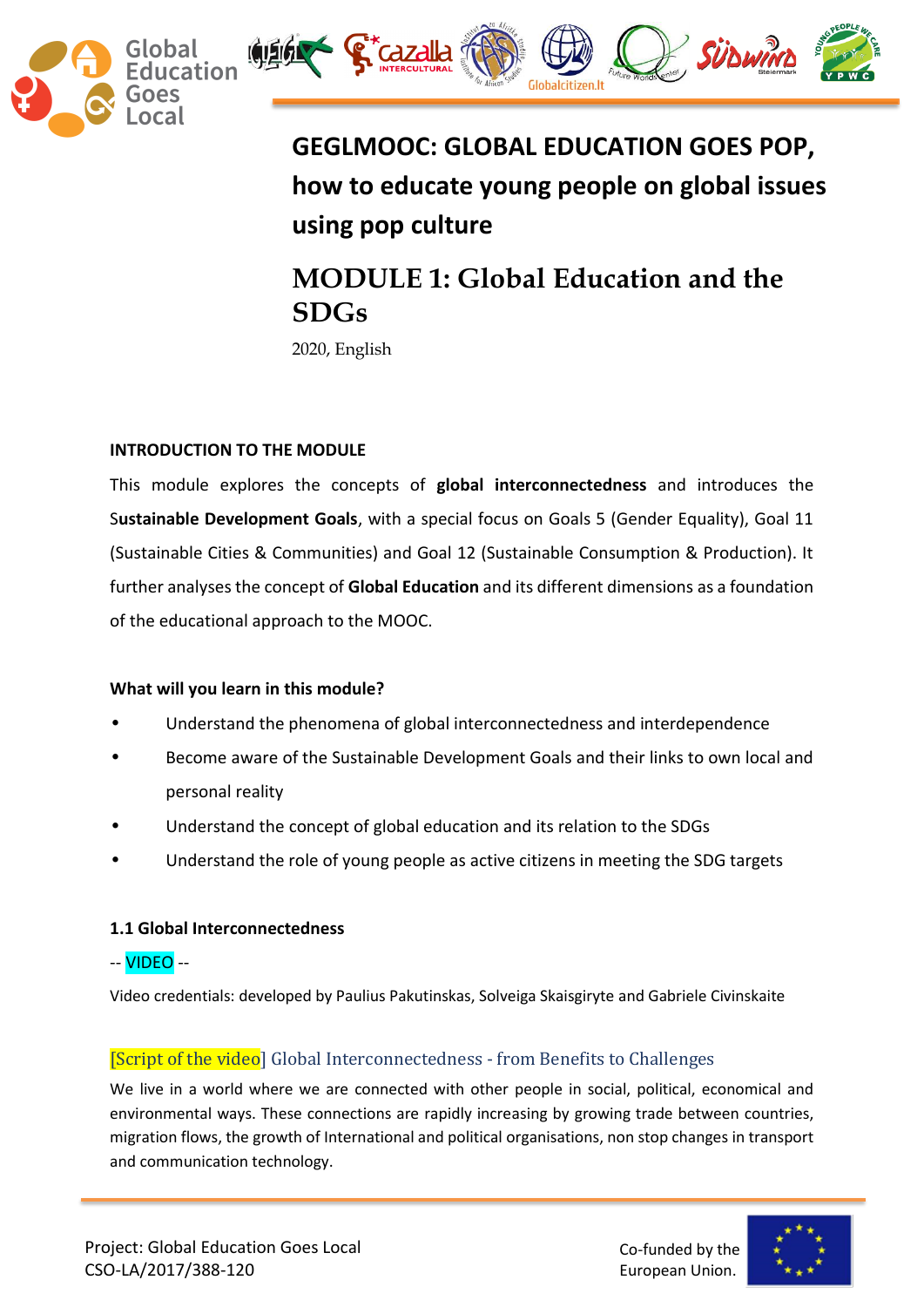# GEGLMOOC: GLOBAL EDUCATION GOES POP, how to educate young people on global issues using pop culture

## MODULE 1: Global Education and the SDGs

2020, English

### INTRODUCTION TO THE MODULE

This module explores the concepts of **global interconnectedness** and introduces the S**ustainable Development Goals**, with a special focus on Goals 5 (Gender Equality), Goal 11 (Sustainable Cities & Communities) and Goal 12 (Sustainable Consumption & Production). It further analyses the concept of **Global Education** and its different dimensions as a foundation of the educational approach to the MOOC.

**What will you learn in this module?**

- Understand the phenomena of global interconnectedness and interdependence
- Become aware of the Sustainable Development Goals and their links to own local and personal reality
- Understand the concept of global education and its relation to the SDGs
- Understand the role of young people as active citizens in meeting the SDG targets

### 1.1 Global Interconnectedness

-- VIDEO --

Video credentials: developed by Paulius Pakutinskas, Solveiga Skaisgiryte and Gabriele Civinskaite

[Script of the video] Global Interconnectedness - from Benefits to Challenges

We live in a world where we are connected with other people in social, political, economical and environmental ways. These connections are rapidly increasing by growing trade between countries, migration flows, the growth of International and political organisations, non stop changes in transport and communication technology.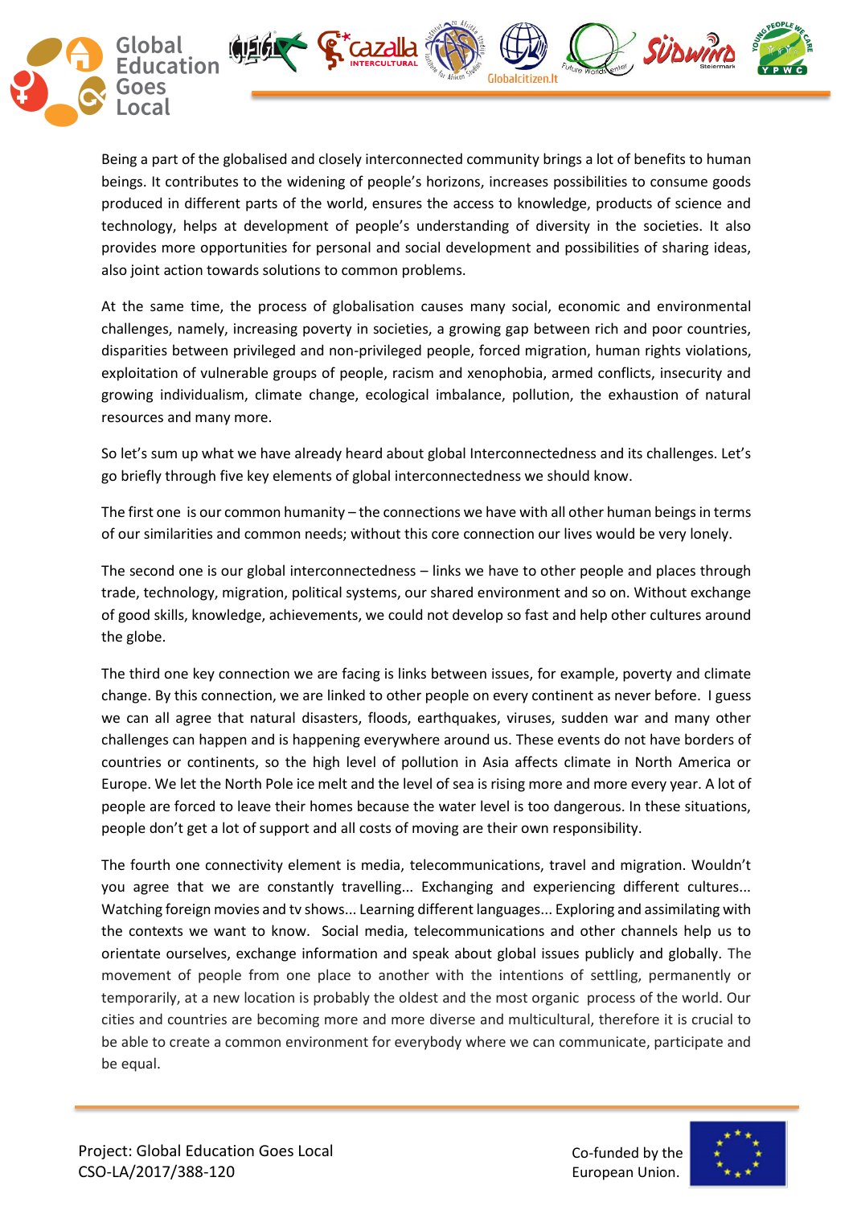Being a part of the globalised and closely interconnected community brings a lot of benefits to human beings. It contributes to the widening of people's horizons, increases possibilities to consume goods produced in different parts of the world, ensures the access to knowledge, products of science and technology, helps at development of people's understanding of diversity in the societies. It also provides more opportunities for personal and social development and possibilities of sharing ideas, also joint action towards solutions to common problems.

At the same time, the process of globalisation causes many social, economic and environmental challenges, namely, increasing poverty in societies, a growing gap between rich and poor countries, disparities between privileged and non-privileged people, forced migration, human rights violations, exploitation of vulnerable groups of people, racism and xenophobia, armed conflicts, insecurity and growing individualism, climate change, ecological imbalance, pollution, the exhaustion of natural resources and many more.

So let's sum up what we have already heard about global Interconnectedness and its challenges. Let's go briefly through five key elements of global interconnectedness we should know.

The first one is our common humanity – the connections we have with all other human beings in terms of our similarities and common needs; without this core connection our lives would be very lonely.

The second one is our global interconnectedness – links we have to other people and places through trade, technology, migration, political systems, our shared environment and so on. Without exchange of good skills, knowledge, achievements, we could not develop so fast and help other cultures around the globe.

The third one key connection we are facing is links between issues, for example, poverty and climate change. By this connection, we are linked to other people on every continent as never before. I guess we can all agree that natural disasters, floods, earthquakes, viruses, sudden war and many other challenges can happen and is happening everywhere around us. These events do not have borders of countries or continents, so the high level of pollution in Asia affects climate in North America or Europe. We let the North Pole ice melt and the level of sea is rising more and more every year. A lot of people are forced to leave their homes because the water level is too dangerous. In these situations, people don't get a lot of support and all costs of moving are their own responsibility.

The fourth one connectivity element is media, telecommunications, travel and migration. Wouldn't you agree that we are constantly travelling... Exchanging and experiencing different cultures... Watching foreign movies and tv shows... Learning different languages... Exploring and assimilating with the contexts we want to know. Social media, telecommunications and other channels help us to orientate ourselves, exchange information and speak about global issues publicly and globally. The movement of people from one place to another with the intentions of settling, permanently or temporarily, at a new location is probably the oldest and the most organic process of the world. Our cities and countries are becoming more and more diverse and multicultural, therefore it is crucial to be able to create a common environment for everybody where we can communicate, participate and be equal.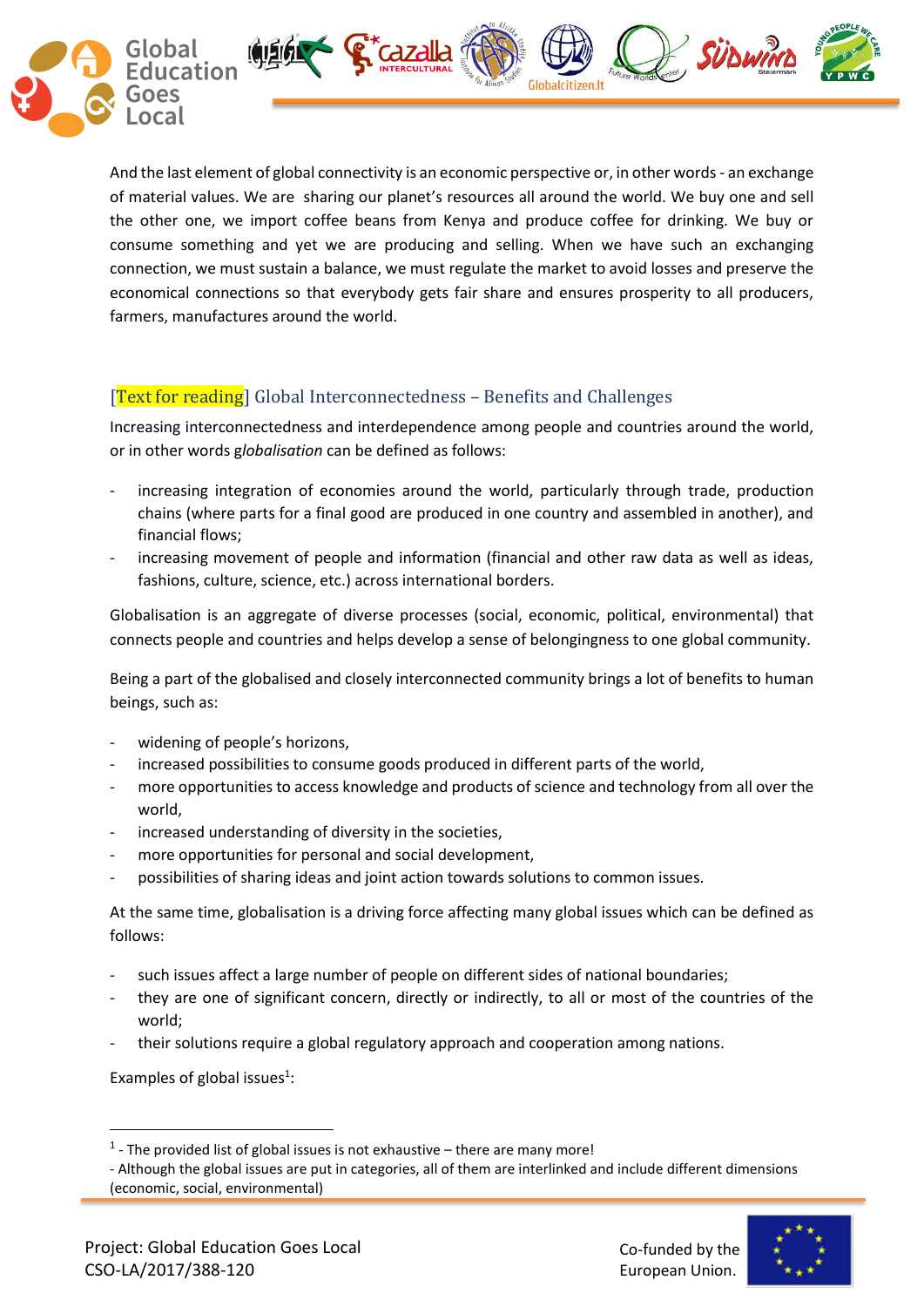And the last element of global connectivity is an economic perspective or, in other words - an exchange of material values. We are sharing our planet's resources all around the world. We buy one and sell the other one, we import coffee beans from Kenya and produce coffee for drinking. We buy or consume something and yet we are producing and selling. When we have such an exchanging connection, we must sustain a balance, we must regulate the market to avoid losses and preserve the economical connections so that everybody gets fair share and ensures prosperity to all producers, farmers, manufactures around the world.

### [Text for reading] Global Interconnectedness – Benefits and Challenges

Increasing interconnectedness and interdependence among people and countries around the world, or in other words *globalisation* can be defined as follows:

- increasing integration of economies around the world, particularly through trade, production chains (where parts for a final good are produced in one country and assembled in another), and financial flows;
- increasing movement of people and information (financial and other raw data as well as ideas, fashions, culture, science, etc.) across international borders.

Globalisation is an aggregate of diverse processes (social, economic, political, environmental) that connects people and countries and helps develop a sense of belongingness to one global community.

Being a part of the globalised and closely interconnected community brings a lot of benefits to human beings, such as:

- widening of people's horizons,
- increased possibilities to consume goods produced in different parts of the world,
- more opportunities to access knowledge and products of science and technology from all over the world,
- increased understanding of diversity in the societies,
- more opportunities for personal and social development,
- possibilities of sharing ideas and joint action towards solutions to common issues.

At the same time, globalisation is a driving force affecting many global issues which can be defined as follows:

- such issues affect a large number of people on different sides of national boundaries;
- they are one of significant concern, directly or indirectly, to all or most of the countries of the world;
- their solutions require a global regulatory approach and cooperation among nations.

Examples of global issues[1]:

---

[1] - The provided list of global issues is not exhaustive – there are many more!
- Although the global issues are put in categories, all of them are interlinked and include different dimensions (economic, social, environmental)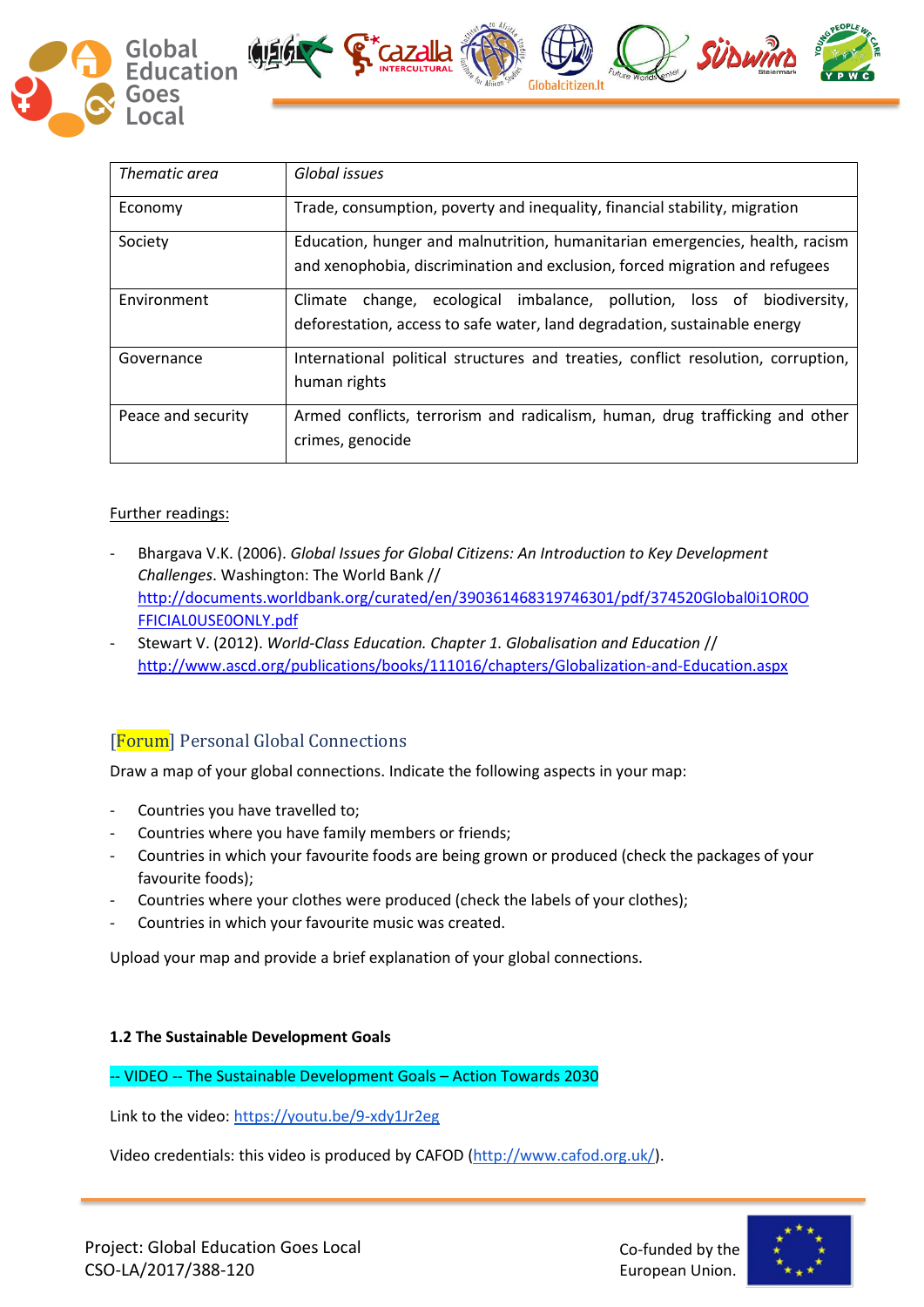| *Thematic area* | *Global issues* |
|---|---|
| Economy | Trade, consumption, poverty and inequality, financial stability, migration |
| Society | Education, hunger and malnutrition, humanitarian emergencies, health, racism and xenophobia, discrimination and exclusion, forced migration and refugees |
| Environment | Climate change, ecological imbalance, pollution, loss of biodiversity, deforestation, access to safe water, land degradation, sustainable energy |
| Governance | International political structures and treaties, conflict resolution, corruption, human rights |
| Peace and security | Armed conflicts, terrorism and radicalism, human, drug trafficking and other crimes, genocide |

Further readings:

- Bhargava V.K. (2006). *Global Issues for Global Citizens: An Introduction to Key Development Challenges*. Washington: The World Bank // http://documents.worldbank.org/curated/en/390361468319746301/pdf/374520Global0i1OR0OFFICIAL0USE0ONLY.pdf
- Stewart V. (2012). *World-Class Education. Chapter 1. Globalisation and Education* // http://www.ascd.org/publications/books/111016/chapters/Globalization-and-Education.aspx

## [Forum] Personal Global Connections

Draw a map of your global connections. Indicate the following aspects in your map:

- Countries you have travelled to;
- Countries where you have family members or friends;
- Countries in which your favourite foods are being grown or produced (check the packages of your favourite foods);
- Countries where your clothes were produced (check the labels of your clothes);
- Countries in which your favourite music was created.

Upload your map and provide a brief explanation of your global connections.

**1.2 The Sustainable Development Goals**

-- VIDEO -- The Sustainable Development Goals – Action Towards 2030

Link to the video: https://youtu.be/9-xdy1Jr2eg

Video credentials: this video is produced by CAFOD (http://www.cafod.org.uk/).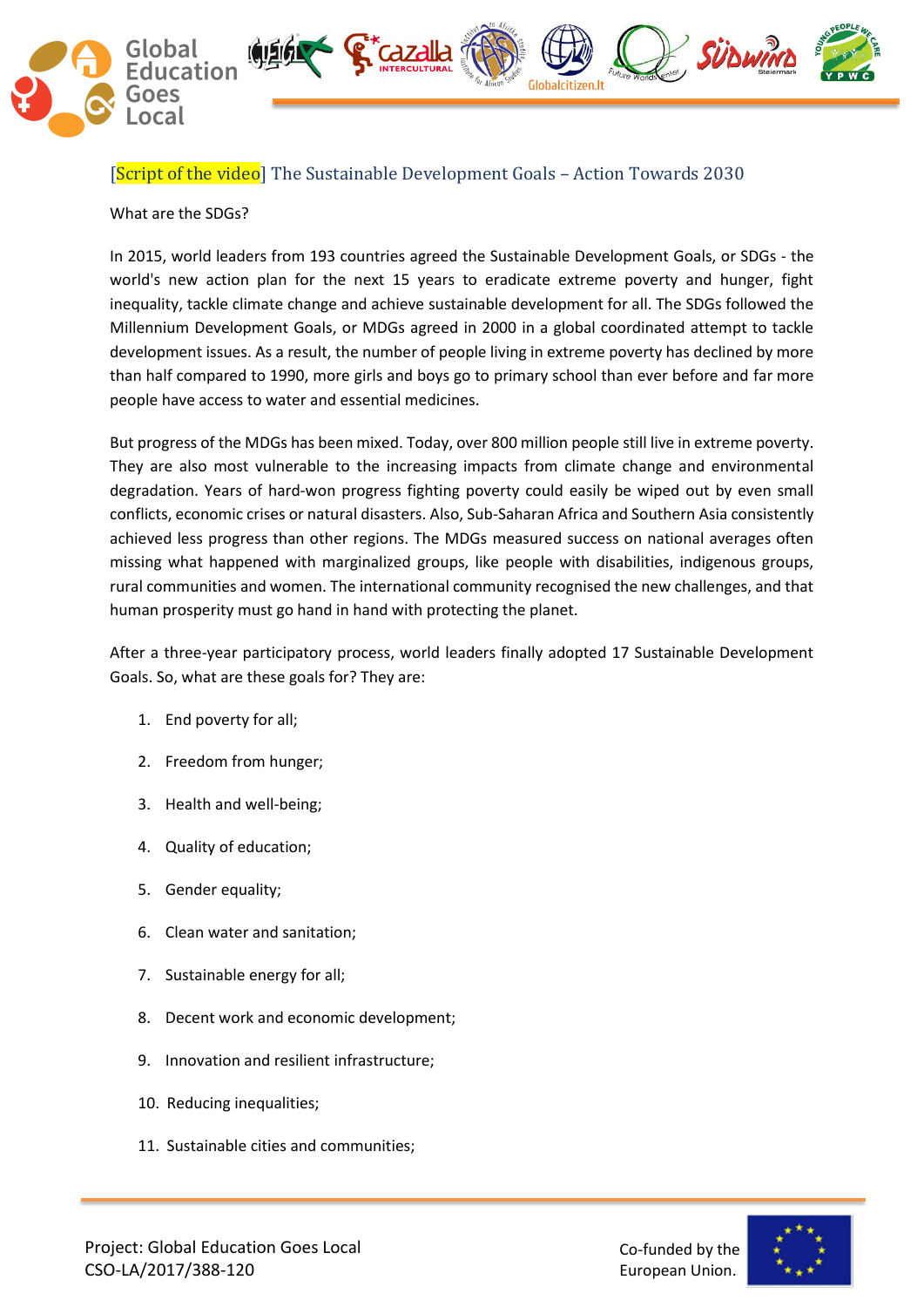## [Script of the video] The Sustainable Development Goals – Action Towards 2030

What are the SDGs?

In 2015, world leaders from 193 countries agreed the Sustainable Development Goals, or SDGs - the world's new action plan for the next 15 years to eradicate extreme poverty and hunger, fight inequality, tackle climate change and achieve sustainable development for all. The SDGs followed the Millennium Development Goals, or MDGs agreed in 2000 in a global coordinated attempt to tackle development issues. As a result, the number of people living in extreme poverty has declined by more than half compared to 1990, more girls and boys go to primary school than ever before and far more people have access to water and essential medicines.

But progress of the MDGs has been mixed. Today, over 800 million people still live in extreme poverty. They are also most vulnerable to the increasing impacts from climate change and environmental degradation. Years of hard-won progress fighting poverty could easily be wiped out by even small conflicts, economic crises or natural disasters. Also, Sub-Saharan Africa and Southern Asia consistently achieved less progress than other regions. The MDGs measured success on national averages often missing what happened with marginalized groups, like people with disabilities, indigenous groups, rural communities and women. The international community recognised the new challenges, and that human prosperity must go hand in hand with protecting the planet.

After a three-year participatory process, world leaders finally adopted 17 Sustainable Development Goals. So, what are these goals for? They are:

1. End poverty for all;
2. Freedom from hunger;
3. Health and well-being;
4. Quality of education;
5. Gender equality;
6. Clean water and sanitation;
7. Sustainable energy for all;
8. Decent work and economic development;
9. Innovation and resilient infrastructure;
10. Reducing inequalities;
11. Sustainable cities and communities;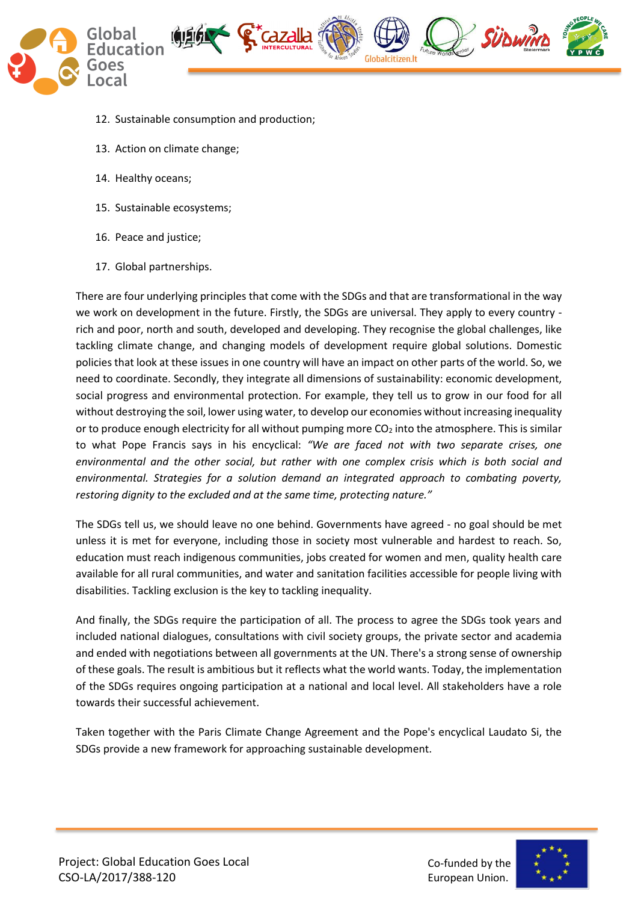12. Sustainable consumption and production;
13. Action on climate change;
14. Healthy oceans;
15. Sustainable ecosystems;
16. Peace and justice;
17. Global partnerships.

There are four underlying principles that come with the SDGs and that are transformational in the way we work on development in the future. Firstly, the SDGs are universal. They apply to every country - rich and poor, north and south, developed and developing. They recognise the global challenges, like tackling climate change, and changing models of development require global solutions. Domestic policies that look at these issues in one country will have an impact on other parts of the world. So, we need to coordinate. Secondly, they integrate all dimensions of sustainability: economic development, social progress and environmental protection. For example, they tell us to grow in our food for all without destroying the soil, lower using water, to develop our economies without increasing inequality or to produce enough electricity for all without pumping more $CO_2$ into the atmosphere. This is similar to what Pope Francis says in his encyclical: *"We are faced not with two separate crises, one environmental and the other social, but rather with one complex crisis which is both social and environmental. Strategies for a solution demand an integrated approach to combating poverty, restoring dignity to the excluded and at the same time, protecting nature."*

The SDGs tell us, we should leave no one behind. Governments have agreed - no goal should be met unless it is met for everyone, including those in society most vulnerable and hardest to reach. So, education must reach indigenous communities, jobs created for women and men, quality health care available for all rural communities, and water and sanitation facilities accessible for people living with disabilities. Tackling exclusion is the key to tackling inequality.

And finally, the SDGs require the participation of all. The process to agree the SDGs took years and included national dialogues, consultations with civil society groups, the private sector and academia and ended with negotiations between all governments at the UN. There's a strong sense of ownership of these goals. The result is ambitious but it reflects what the world wants. Today, the implementation of the SDGs requires ongoing participation at a national and local level. All stakeholders have a role towards their successful achievement.

Taken together with the Paris Climate Change Agreement and the Pope's encyclical Laudato Si, the SDGs provide a new framework for approaching sustainable development.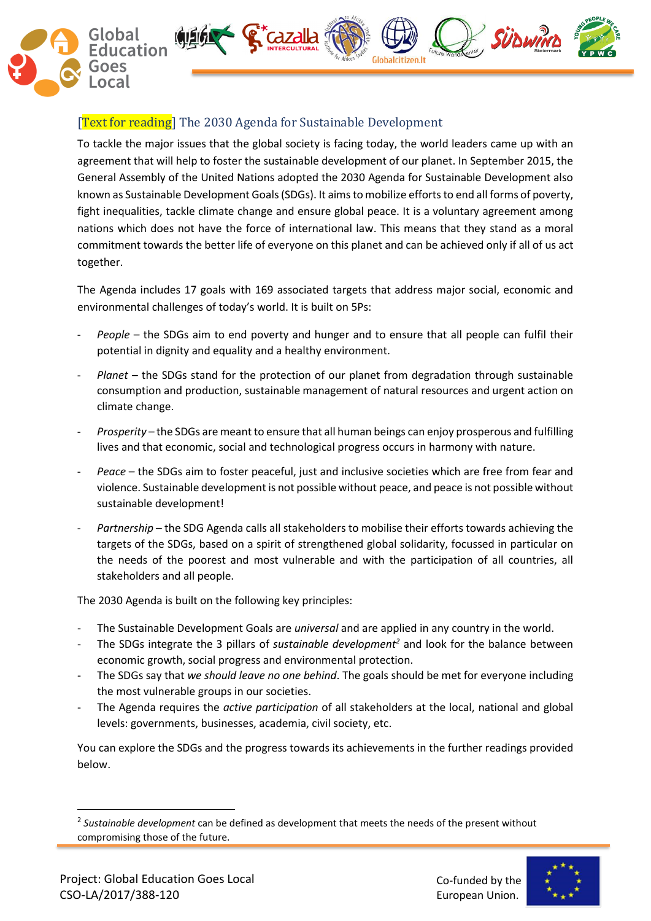## [Text for reading] The 2030 Agenda for Sustainable Development

To tackle the major issues that the global society is facing today, the world leaders came up with an agreement that will help to foster the sustainable development of our planet. In September 2015, the General Assembly of the United Nations adopted the 2030 Agenda for Sustainable Development also known as Sustainable Development Goals (SDGs). It aims to mobilize efforts to end all forms of poverty, fight inequalities, tackle climate change and ensure global peace. It is a voluntary agreement among nations which does not have the force of international law. This means that they stand as a moral commitment towards the better life of everyone on this planet and can be achieved only if all of us act together.

The Agenda includes 17 goals with 169 associated targets that address major social, economic and environmental challenges of today's world. It is built on 5Ps:

- *People* – the SDGs aim to end poverty and hunger and to ensure that all people can fulfil their potential in dignity and equality and a healthy environment.
- *Planet* – the SDGs stand for the protection of our planet from degradation through sustainable consumption and production, sustainable management of natural resources and urgent action on climate change.
- *Prosperity* – the SDGs are meant to ensure that all human beings can enjoy prosperous and fulfilling lives and that economic, social and technological progress occurs in harmony with nature.
- *Peace* – the SDGs aim to foster peaceful, just and inclusive societies which are free from fear and violence. Sustainable development is not possible without peace, and peace is not possible without sustainable development!
- *Partnership* – the SDG Agenda calls all stakeholders to mobilise their efforts towards achieving the targets of the SDGs, based on a spirit of strengthened global solidarity, focussed in particular on the needs of the poorest and most vulnerable and with the participation of all countries, all stakeholders and all people.

The 2030 Agenda is built on the following key principles:

- The Sustainable Development Goals are *universal* and are applied in any country in the world.
- The SDGs integrate the 3 pillars of *sustainable development*[2] and look for the balance between economic growth, social progress and environmental protection.
- The SDGs say that *we should leave no one behind*. The goals should be met for everyone including the most vulnerable groups in our societies.
- The Agenda requires the *active participation* of all stakeholders at the local, national and global levels: governments, businesses, academia, civil society, etc.

You can explore the SDGs and the progress towards its achievements in the further readings provided below.

---

[2] *Sustainable development* can be defined as development that meets the needs of the present without compromising those of the future.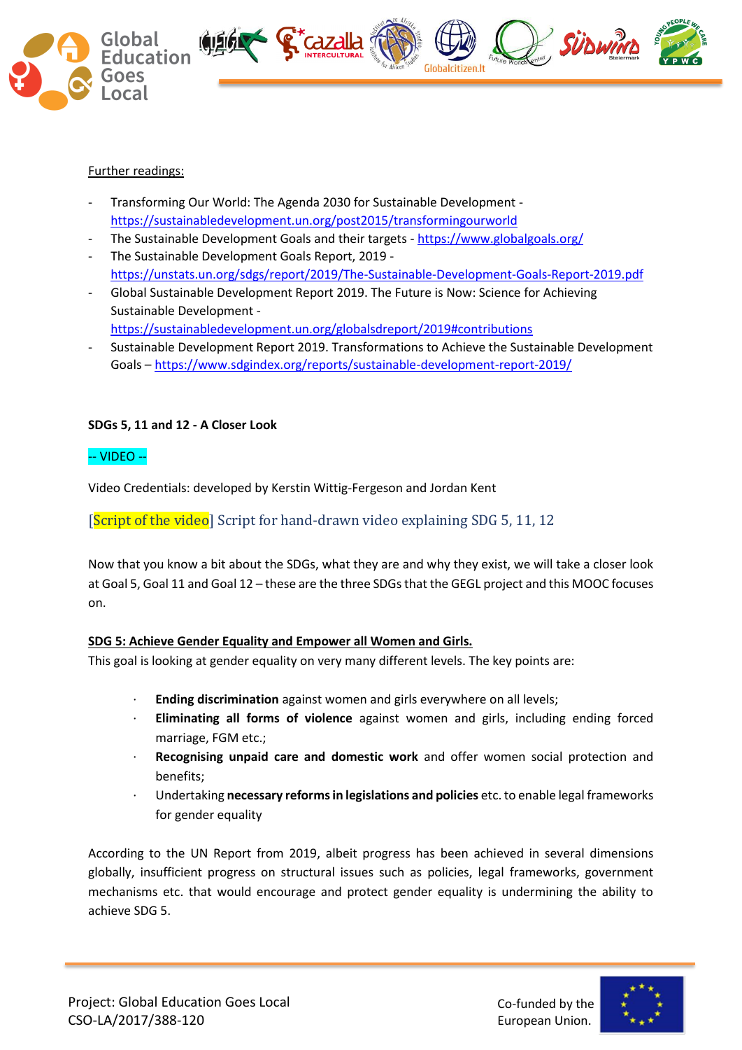Further readings:

- Transforming Our World: The Agenda 2030 for Sustainable Development - https://sustainabledevelopment.un.org/post2015/transformingourworld
- The Sustainable Development Goals and their targets - https://www.globalgoals.org/
- The Sustainable Development Goals Report, 2019 - https://unstats.un.org/sdgs/report/2019/The-Sustainable-Development-Goals-Report-2019.pdf
- Global Sustainable Development Report 2019. The Future is Now: Science for Achieving Sustainable Development - https://sustainabledevelopment.un.org/globalsdreport/2019#contributions
- Sustainable Development Report 2019. Transformations to Achieve the Sustainable Development Goals – https://www.sdgindex.org/reports/sustainable-development-report-2019/

**SDGs 5, 11 and 12 - A Closer Look**

-- VIDEO --

Video Credentials: developed by Kerstin Wittig-Fergeson and Jordan Kent

[Script of the video] Script for hand-drawn video explaining SDG 5, 11, 12

Now that you know a bit about the SDGs, what they are and why they exist, we will take a closer look at Goal 5, Goal 11 and Goal 12 – these are the three SDGs that the GEGL project and this MOOC focuses on.

**SDG 5: Achieve Gender Equality and Empower all Women and Girls.**

This goal is looking at gender equality on very many different levels. The key points are:

- **Ending discrimination** against women and girls everywhere on all levels;
- **Eliminating all forms of violence** against women and girls, including ending forced marriage, FGM etc.;
- **Recognising unpaid care and domestic work** and offer women social protection and benefits;
- Undertaking **necessary reforms in legislations and policies** etc. to enable legal frameworks for gender equality

According to the UN Report from 2019, albeit progress has been achieved in several dimensions globally, insufficient progress on structural issues such as policies, legal frameworks, government mechanisms etc. that would encourage and protect gender equality is undermining the ability to achieve SDG 5.

Project: Global Education Goes Local
CSO-LA/2017/388-120

Co-funded by the European Union.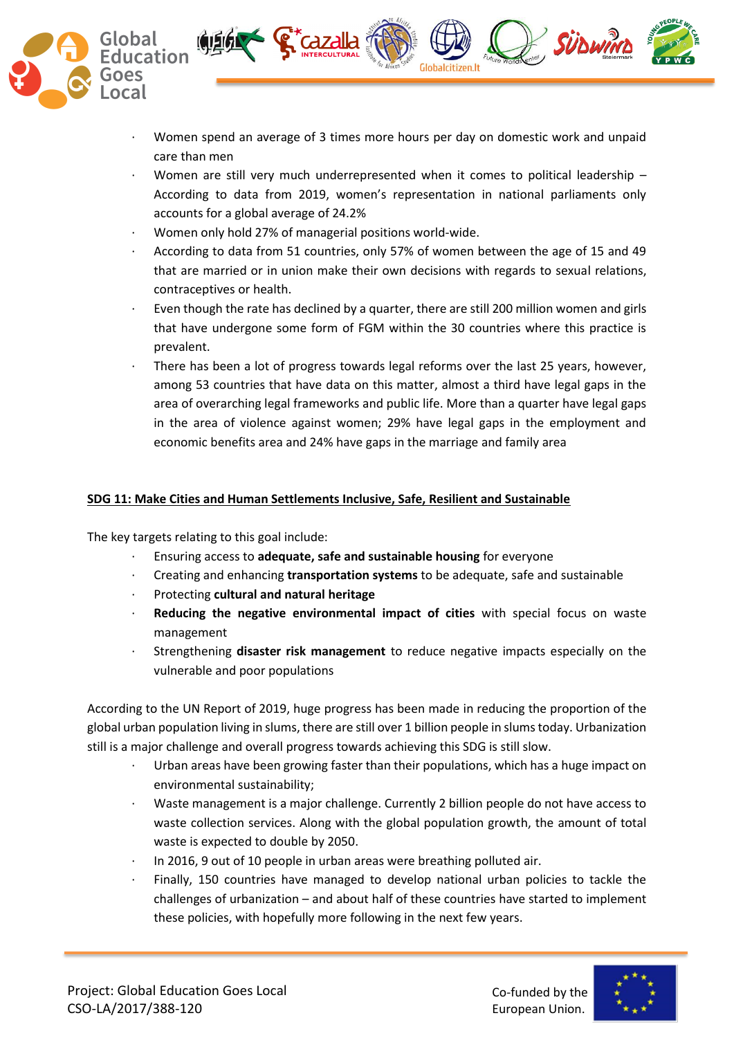- Women spend an average of 3 times more hours per day on domestic work and unpaid care than men
- Women are still very much underrepresented when it comes to political leadership – According to data from 2019, women's representation in national parliaments only accounts for a global average of 24.2%
- Women only hold 27% of managerial positions world-wide.
- According to data from 51 countries, only 57% of women between the age of 15 and 49 that are married or in union make their own decisions with regards to sexual relations, contraceptives or health.
- Even though the rate has declined by a quarter, there are still 200 million women and girls that have undergone some form of FGM within the 30 countries where this practice is prevalent.
- There has been a lot of progress towards legal reforms over the last 25 years, however, among 53 countries that have data on this matter, almost a third have legal gaps in the area of overarching legal frameworks and public life. More than a quarter have legal gaps in the area of violence against women; 29% have legal gaps in the employment and economic benefits area and 24% have gaps in the marriage and family area

**SDG 11: Make Cities and Human Settlements Inclusive, Safe, Resilient and Sustainable**

The key targets relating to this goal include:

- Ensuring access to **adequate, safe and sustainable housing** for everyone
- Creating and enhancing **transportation systems** to be adequate, safe and sustainable
- Protecting **cultural and natural heritage**
- **Reducing the negative environmental impact of cities** with special focus on waste management
- Strengthening **disaster risk management** to reduce negative impacts especially on the vulnerable and poor populations

According to the UN Report of 2019, huge progress has been made in reducing the proportion of the global urban population living in slums, there are still over 1 billion people in slums today. Urbanization still is a major challenge and overall progress towards achieving this SDG is still slow.

- Urban areas have been growing faster than their populations, which has a huge impact on environmental sustainability;
- Waste management is a major challenge. Currently 2 billion people do not have access to waste collection services. Along with the global population growth, the amount of total waste is expected to double by 2050.
- In 2016, 9 out of 10 people in urban areas were breathing polluted air.
- Finally, 150 countries have managed to develop national urban policies to tackle the challenges of urbanization – and about half of these countries have started to implement these policies, with hopefully more following in the next few years.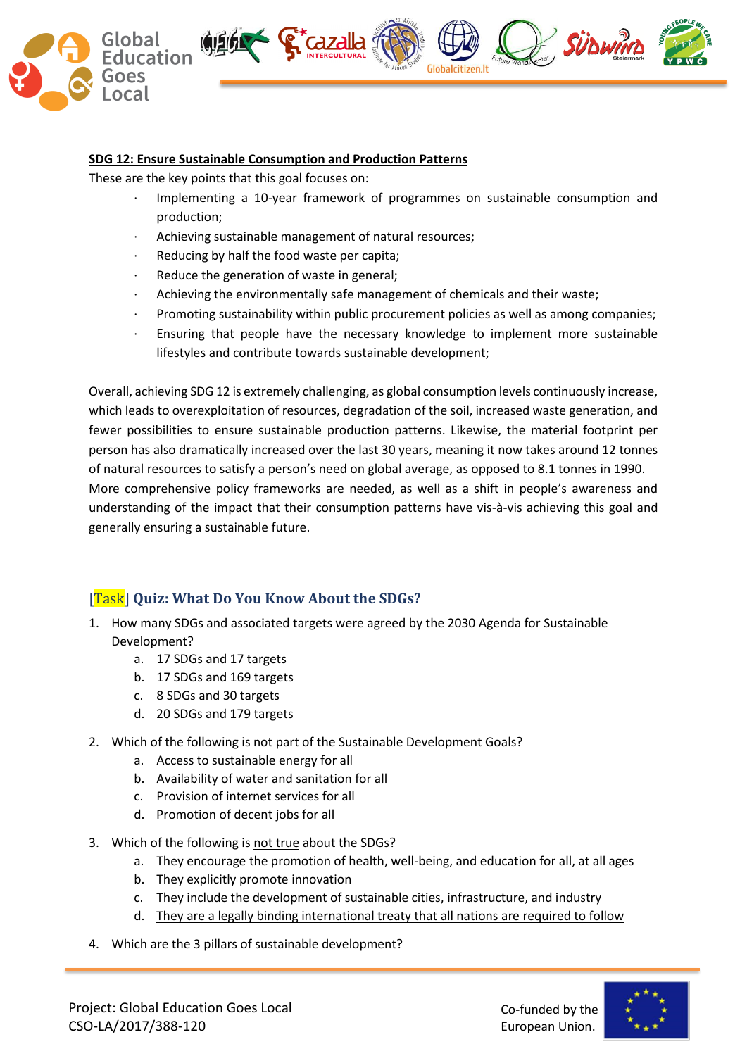**SDG 12: Ensure Sustainable Consumption and Production Patterns**

These are the key points that this goal focuses on:

- Implementing a 10-year framework of programmes on sustainable consumption and production;
- Achieving sustainable management of natural resources;
- Reducing by half the food waste per capita;
- Reduce the generation of waste in general;
- Achieving the environmentally safe management of chemicals and their waste;
- Promoting sustainability within public procurement policies as well as among companies;
- Ensuring that people have the necessary knowledge to implement more sustainable lifestyles and contribute towards sustainable development;

Overall, achieving SDG 12 is extremely challenging, as global consumption levels continuously increase, which leads to overexploitation of resources, degradation of the soil, increased waste generation, and fewer possibilities to ensure sustainable production patterns. Likewise, the material footprint per person has also dramatically increased over the last 30 years, meaning it now takes around 12 tonnes of natural resources to satisfy a person's need on global average, as opposed to 8.1 tonnes in 1990.
More comprehensive policy frameworks are needed, as well as a shift in people's awareness and understanding of the impact that their consumption patterns have vis-à-vis achieving this goal and generally ensuring a sustainable future.

### [Task] Quiz: What Do You Know About the SDGs?

1. How many SDGs and associated targets were agreed by the 2030 Agenda for Sustainable Development?
   a. 17 SDGs and 17 targets
   b. 17 SDGs and 169 targets
   c. 8 SDGs and 30 targets
   d. 20 SDGs and 179 targets

2. Which of the following is not part of the Sustainable Development Goals?
   a. Access to sustainable energy for all
   b. Availability of water and sanitation for all
   c. Provision of internet services for all
   d. Promotion of decent jobs for all

3. Which of the following is not true about the SDGs?
   a. They encourage the promotion of health, well-being, and education for all, at all ages
   b. They explicitly promote innovation
   c. They include the development of sustainable cities, infrastructure, and industry
   d. They are a legally binding international treaty that all nations are required to follow

4. Which are the 3 pillars of sustainable development?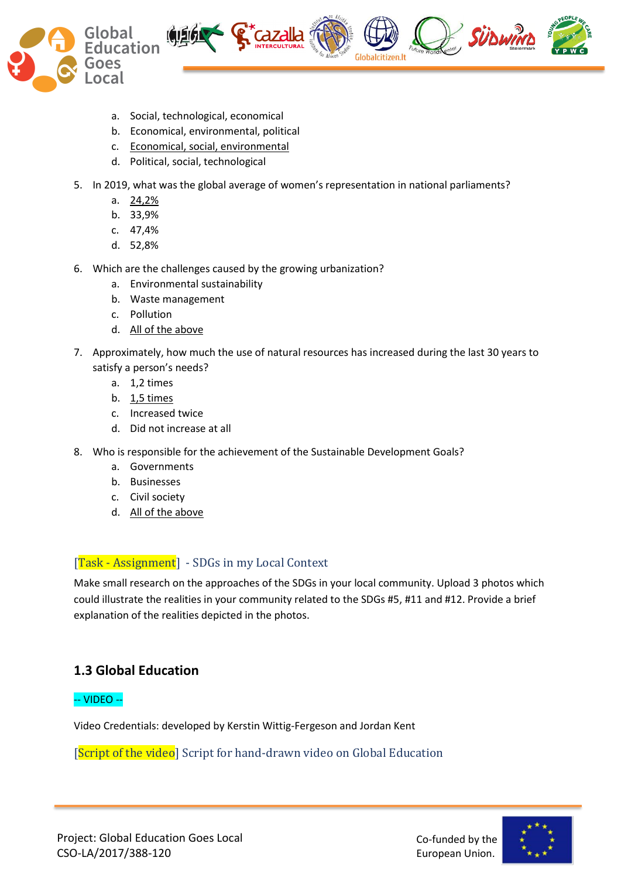a. Social, technological, economical
   b. Economical, environmental, political
   c. Economical, social, environmental
   d. Political, social, technological

5. In 2019, what was the global average of women's representation in national parliaments?
   a. 24,2%
   b. 33,9%
   c. 47,4%
   d. 52,8%

6. Which are the challenges caused by the growing urbanization?
   a. Environmental sustainability
   b. Waste management
   c. Pollution
   d. All of the above

7. Approximately, how much the use of natural resources has increased during the last 30 years to satisfy a person's needs?
   a. 1,2 times
   b. 1,5 times
   c. Increased twice
   d. Did not increase at all

8. Who is responsible for the achievement of the Sustainable Development Goals?
   a. Governments
   b. Businesses
   c. Civil society
   d. All of the above

[Task - Assignment] - SDGs in my Local Context

Make small research on the approaches of the SDGs in your local community. Upload 3 photos which could illustrate the realities in your community related to the SDGs #5, #11 and #12. Provide a brief explanation of the realities depicted in the photos.

### 1.3 Global Education

-- VIDEO --

Video Credentials: developed by Kerstin Wittig-Fergeson and Jordan Kent

[Script of the video] Script for hand-drawn video on Global Education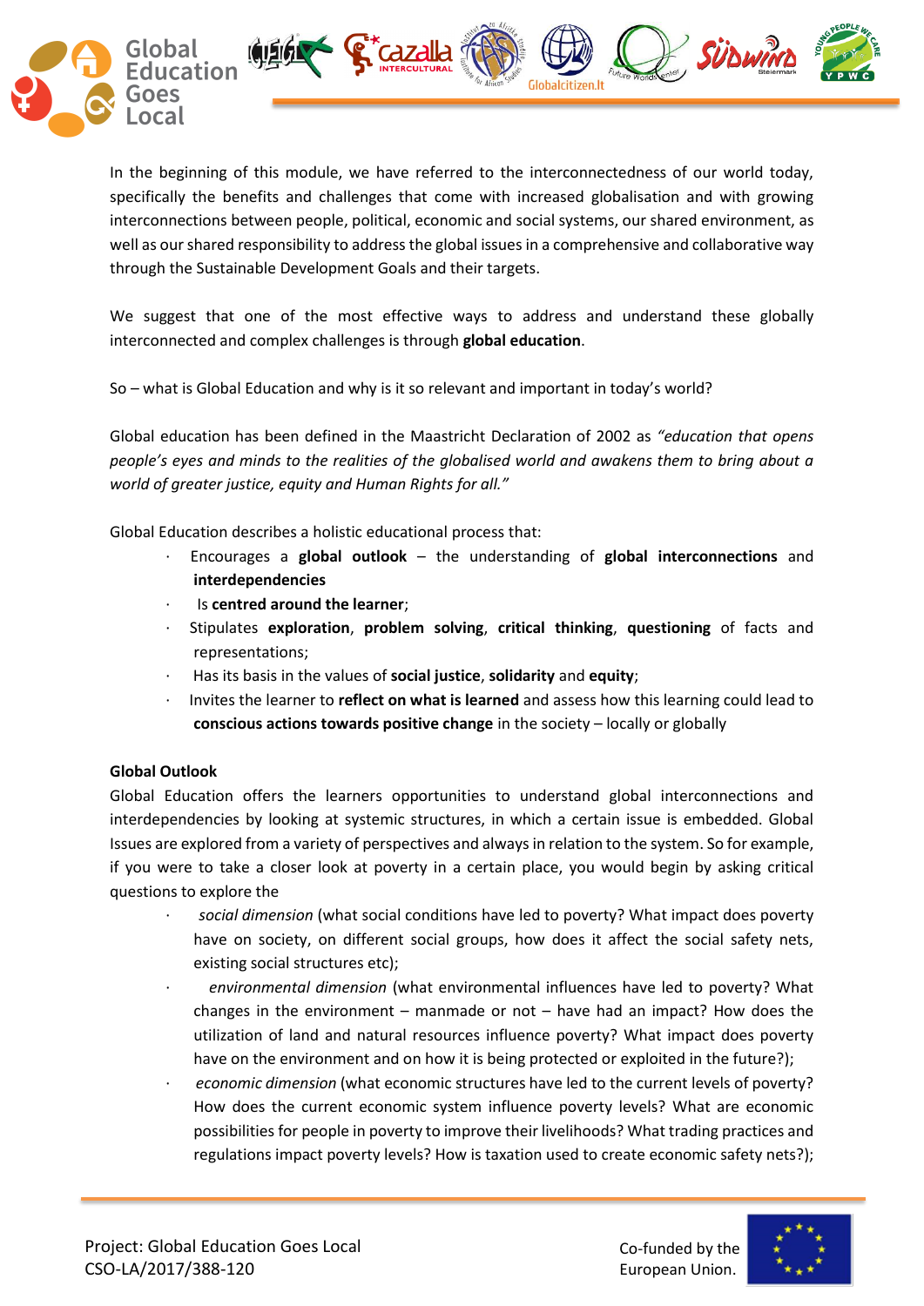In the beginning of this module, we have referred to the interconnectedness of our world today, specifically the benefits and challenges that come with increased globalisation and with growing interconnections between people, political, economic and social systems, our shared environment, as well as our shared responsibility to address the global issues in a comprehensive and collaborative way through the Sustainable Development Goals and their targets.

We suggest that one of the most effective ways to address and understand these globally interconnected and complex challenges is through **global education**.

So – what is Global Education and why is it so relevant and important in today's world?

Global education has been defined in the Maastricht Declaration of 2002 as *"education that opens people's eyes and minds to the realities of the globalised world and awakens them to bring about a world of greater justice, equity and Human Rights for all."*

Global Education describes a holistic educational process that:

- Encourages a **global outlook** – the understanding of **global interconnections** and **interdependencies**
- Is **centred around the learner**;
- Stipulates **exploration**, **problem solving**, **critical thinking**, **questioning** of facts and representations;
- Has its basis in the values of **social justice**, **solidarity** and **equity**;
- Invites the learner to **reflect on what is learned** and assess how this learning could lead to **conscious actions towards positive change** in the society – locally or globally

**Global Outlook**

Global Education offers the learners opportunities to understand global interconnections and interdependencies by looking at systemic structures, in which a certain issue is embedded. Global Issues are explored from a variety of perspectives and always in relation to the system. So for example, if you were to take a closer look at poverty in a certain place, you would begin by asking critical questions to explore the

- *social dimension* (what social conditions have led to poverty? What impact does poverty have on society, on different social groups, how does it affect the social safety nets, existing social structures etc);
- *environmental dimension* (what environmental influences have led to poverty? What changes in the environment – manmade or not – have had an impact? How does the utilization of land and natural resources influence poverty? What impact does poverty have on the environment and on how it is being protected or exploited in the future?);
- *economic dimension* (what economic structures have led to the current levels of poverty? How does the current economic system influence poverty levels? What are economic possibilities for people in poverty to improve their livelihoods? What trading practices and regulations impact poverty levels? How is taxation used to create economic safety nets?);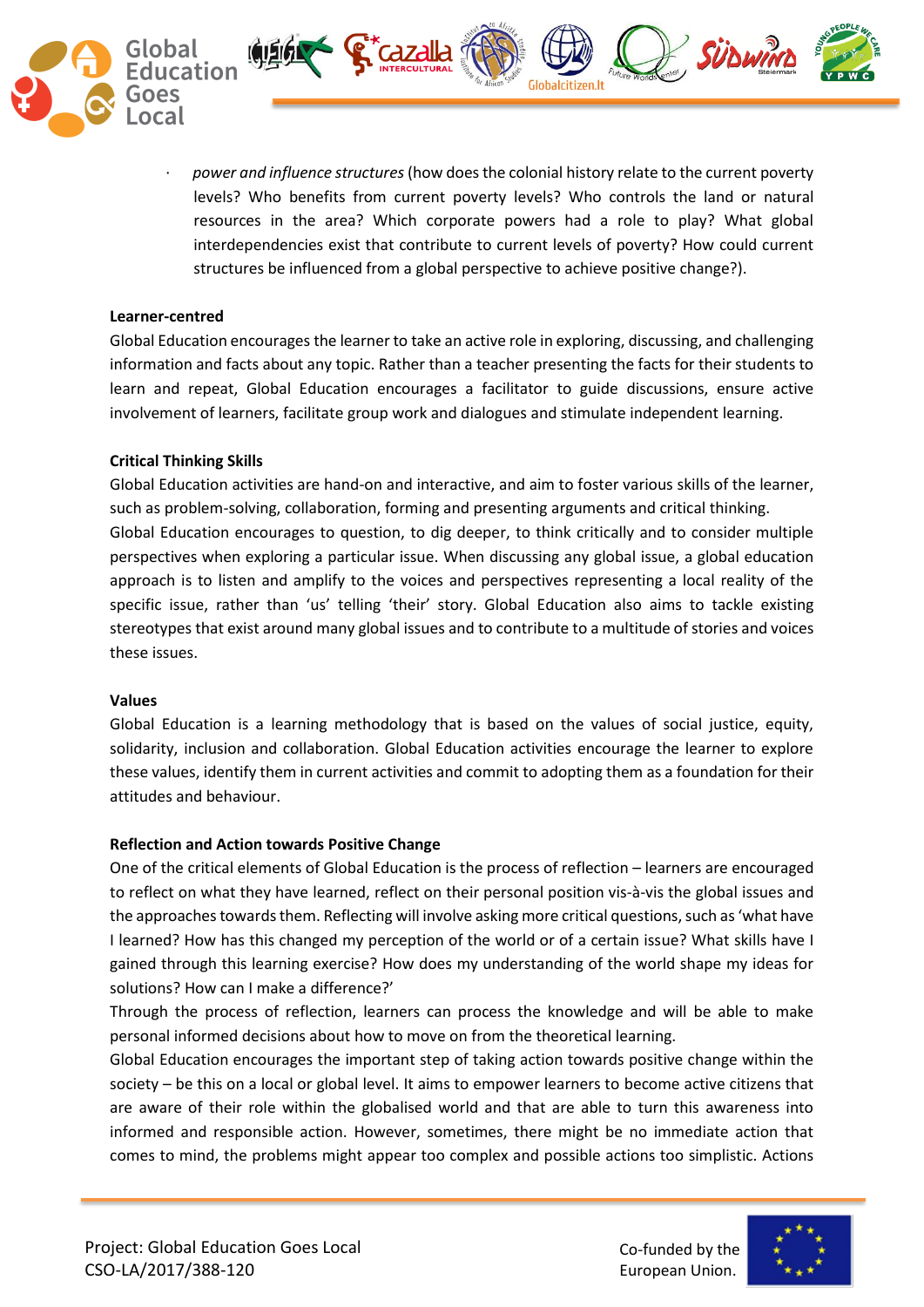- *power and influence structures* (how does the colonial history relate to the current poverty levels? Who benefits from current poverty levels? Who controls the land or natural resources in the area? Which corporate powers had a role to play? What global interdependencies exist that contribute to current levels of poverty? How could current structures be influenced from a global perspective to achieve positive change?).

**Learner-centred**

Global Education encourages the learner to take an active role in exploring, discussing, and challenging information and facts about any topic. Rather than a teacher presenting the facts for their students to learn and repeat, Global Education encourages a facilitator to guide discussions, ensure active involvement of learners, facilitate group work and dialogues and stimulate independent learning.

**Critical Thinking Skills**

Global Education activities are hand-on and interactive, and aim to foster various skills of the learner, such as problem-solving, collaboration, forming and presenting arguments and critical thinking.

Global Education encourages to question, to dig deeper, to think critically and to consider multiple perspectives when exploring a particular issue. When discussing any global issue, a global education approach is to listen and amplify to the voices and perspectives representing a local reality of the specific issue, rather than 'us' telling 'their' story. Global Education also aims to tackle existing stereotypes that exist around many global issues and to contribute to a multitude of stories and voices these issues.

**Values**

Global Education is a learning methodology that is based on the values of social justice, equity, solidarity, inclusion and collaboration. Global Education activities encourage the learner to explore these values, identify them in current activities and commit to adopting them as a foundation for their attitudes and behaviour.

**Reflection and Action towards Positive Change**

One of the critical elements of Global Education is the process of reflection – learners are encouraged to reflect on what they have learned, reflect on their personal position vis-à-vis the global issues and the approaches towards them. Reflecting will involve asking more critical questions, such as 'what have I learned? How has this changed my perception of the world or of a certain issue? What skills have I gained through this learning exercise? How does my understanding of the world shape my ideas for solutions? How can I make a difference?'

Through the process of reflection, learners can process the knowledge and will be able to make personal informed decisions about how to move on from the theoretical learning.

Global Education encourages the important step of taking action towards positive change within the society – be this on a local or global level. It aims to empower learners to become active citizens that are aware of their role within the globalised world and that are able to turn this awareness into informed and responsible action. However, sometimes, there might be no immediate action that comes to mind, the problems might appear too complex and possible actions too simplistic. Actions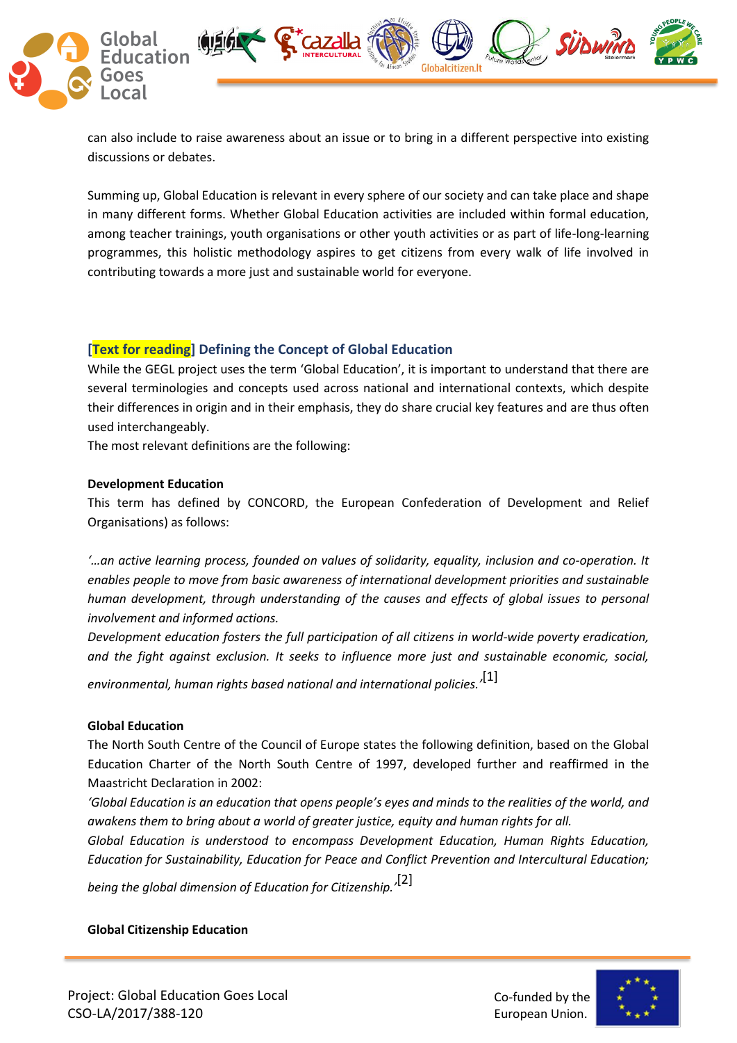can also include to raise awareness about an issue or to bring in a different perspective into existing discussions or debates.

Summing up, Global Education is relevant in every sphere of our society and can take place and shape in many different forms. Whether Global Education activities are included within formal education, among teacher trainings, youth organisations or other youth activities or as part of life-long-learning programmes, this holistic methodology aspires to get citizens from every walk of life involved in contributing towards a more just and sustainable world for everyone.

### [Text for reading] Defining the Concept of Global Education

While the GEGL project uses the term 'Global Education', it is important to understand that there are several terminologies and concepts used across national and international contexts, which despite their differences in origin and in their emphasis, they do share crucial key features and are thus often used interchangeably.

The most relevant definitions are the following:

**Development Education**

This term has defined by CONCORD, the European Confederation of Development and Relief Organisations) as follows:

*'…an active learning process, founded on values of solidarity, equality, inclusion and co-operation. It enables people to move from basic awareness of international development priorities and sustainable human development, through understanding of the causes and effects of global issues to personal involvement and informed actions.*

*Development education fosters the full participation of all citizens in world-wide poverty eradication, and the fight against exclusion. It seeks to influence more just and sustainable economic, social, environmental, human rights based national and international policies.'*[1]

**Global Education**

The North South Centre of the Council of Europe states the following definition, based on the Global Education Charter of the North South Centre of 1997, developed further and reaffirmed in the Maastricht Declaration in 2002:

*'Global Education is an education that opens people's eyes and minds to the realities of the world, and awakens them to bring about a world of greater justice, equity and human rights for all.*

*Global Education is understood to encompass Development Education, Human Rights Education, Education for Sustainability, Education for Peace and Conflict Prevention and Intercultural Education; being the global dimension of Education for Citizenship.'*[2]

**Global Citizenship Education**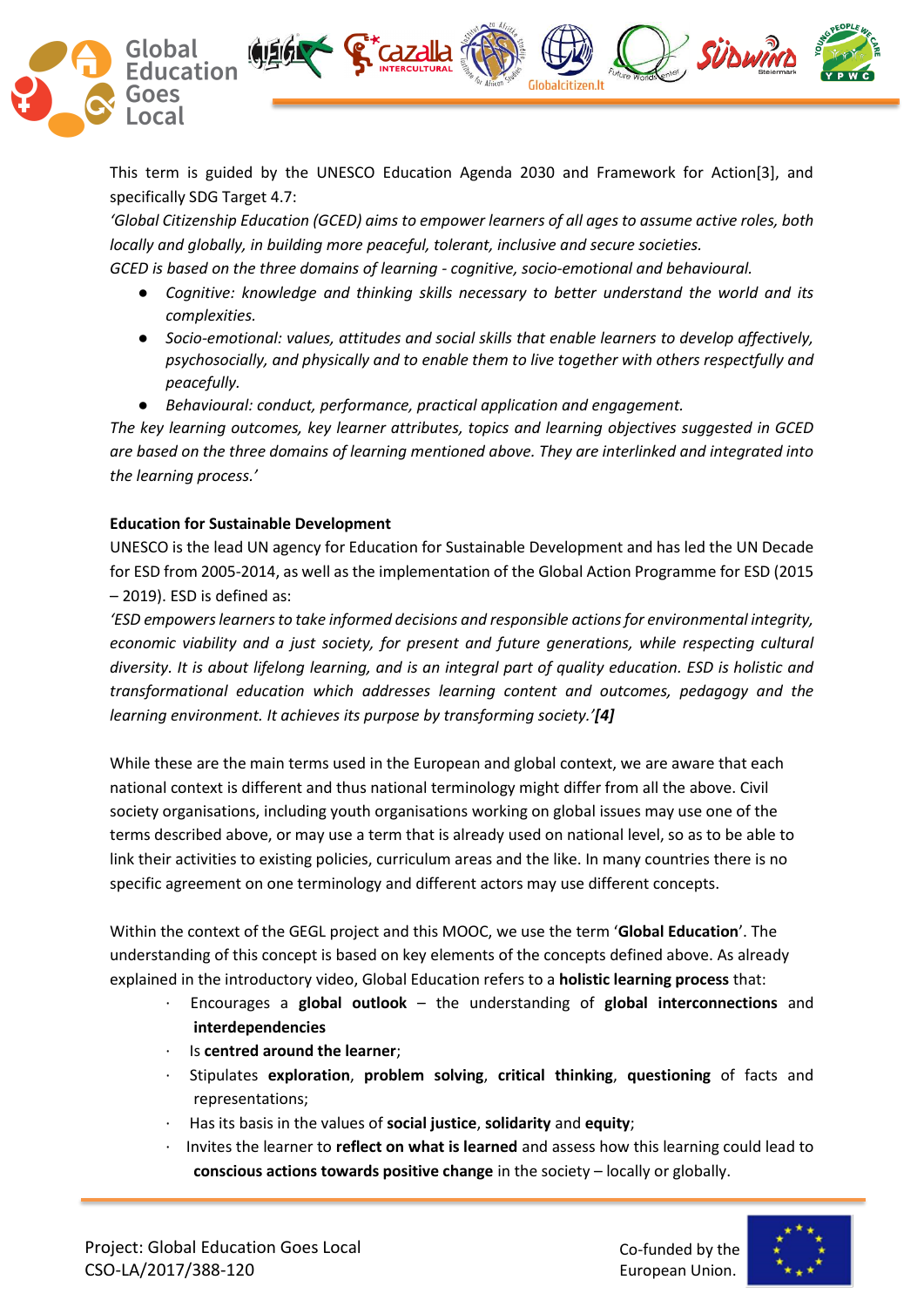This term is guided by the UNESCO Education Agenda 2030 and Framework for Action[3], and specifically SDG Target 4.7:

*'Global Citizenship Education (GCED) aims to empower learners of all ages to assume active roles, both locally and globally, in building more peaceful, tolerant, inclusive and secure societies.*

*GCED is based on the three domains of learning - cognitive, socio-emotional and behavioural.*

- *Cognitive: knowledge and thinking skills necessary to better understand the world and its complexities.*
- *Socio-emotional: values, attitudes and social skills that enable learners to develop affectively, psychosocially, and physically and to enable them to live together with others respectfully and peacefully.*
- *Behavioural: conduct, performance, practical application and engagement.*

*The key learning outcomes, key learner attributes, topics and learning objectives suggested in GCED are based on the three domains of learning mentioned above. They are interlinked and integrated into the learning process.'*

**Education for Sustainable Development**

UNESCO is the lead UN agency for Education for Sustainable Development and has led the UN Decade for ESD from 2005-2014, as well as the implementation of the Global Action Programme for ESD (2015 – 2019). ESD is defined as:

*'ESD empowers learners to take informed decisions and responsible actions for environmental integrity, economic viability and a just society, for present and future generations, while respecting cultural diversity. It is about lifelong learning, and is an integral part of quality education. ESD is holistic and transformational education which addresses learning content and outcomes, pedagogy and the learning environment. It achieves its purpose by transforming society.'**[4]***

While these are the main terms used in the European and global context, we are aware that each national context is different and thus national terminology might differ from all the above. Civil society organisations, including youth organisations working on global issues may use one of the terms described above, or may use a term that is already used on national level, so as to be able to link their activities to existing policies, curriculum areas and the like. In many countries there is no specific agreement on one terminology and different actors may use different concepts.

Within the context of the GEGL project and this MOOC, we use the term '**Global Education**'. The understanding of this concept is based on key elements of the concepts defined above. As already explained in the introductory video, Global Education refers to a **holistic learning process** that:

- Encourages a **global outlook** – the understanding of **global interconnections** and **interdependencies**
- Is **centred around the learner**;
- Stipulates **exploration**, **problem solving**, **critical thinking**, **questioning** of facts and representations;
- Has its basis in the values of **social justice**, **solidarity** and **equity**;
- Invites the learner to **reflect on what is learned** and assess how this learning could lead to **conscious actions towards positive change** in the society – locally or globally.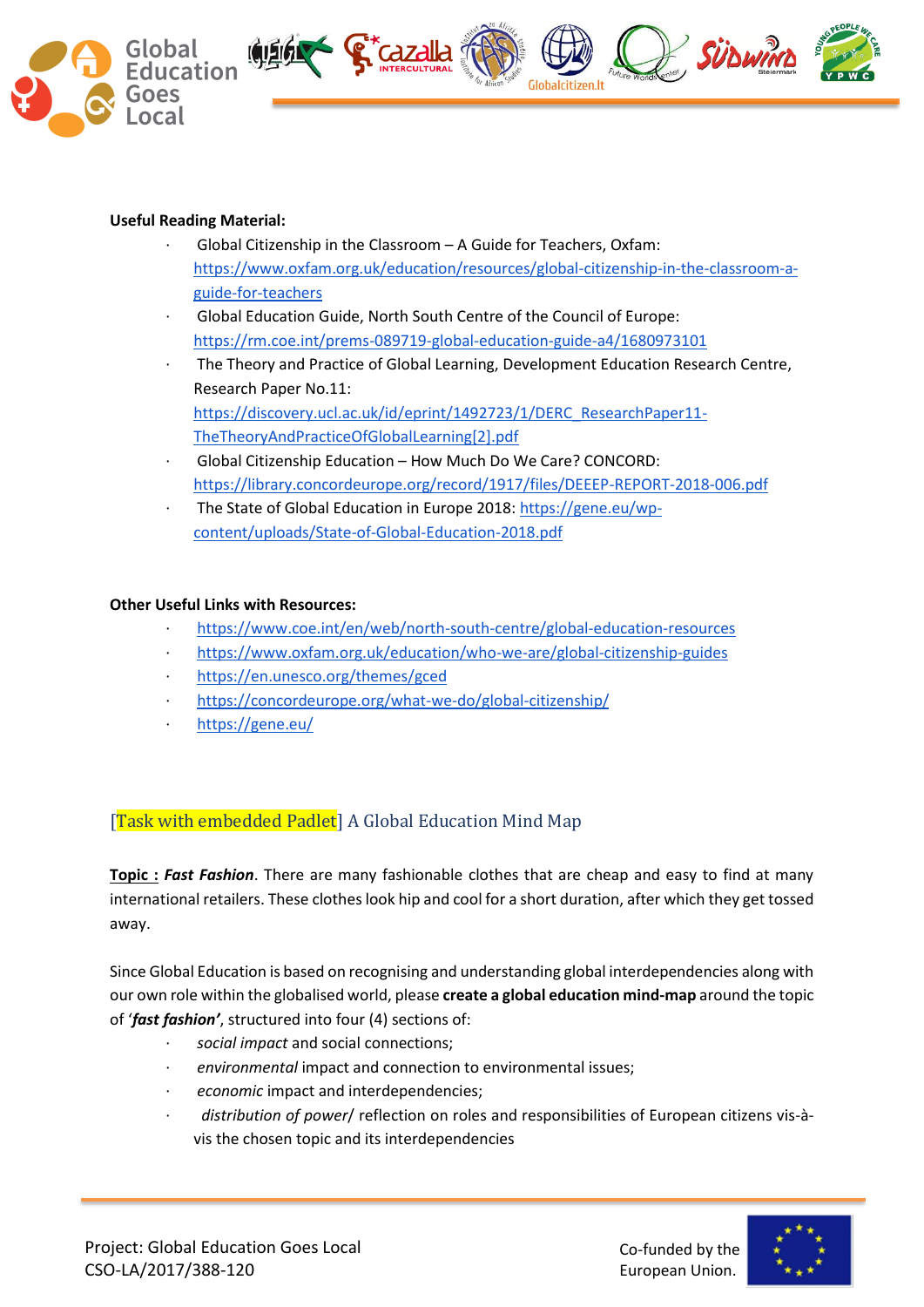**Useful Reading Material:**

- Global Citizenship in the Classroom – A Guide for Teachers, Oxfam: https://www.oxfam.org.uk/education/resources/global-citizenship-in-the-classroom-a-guide-for-teachers
- Global Education Guide, North South Centre of the Council of Europe: https://rm.coe.int/prems-089719-global-education-guide-a4/1680973101
- The Theory and Practice of Global Learning, Development Education Research Centre, Research Paper No.11: https://discovery.ucl.ac.uk/id/eprint/1492723/1/DERC_ResearchPaper11-TheTheoryAndPracticeOfGlobalLearning[2].pdf
- Global Citizenship Education – How Much Do We Care? CONCORD: https://library.concordeurope.org/record/1917/files/DEEEP-REPORT-2018-006.pdf
- The State of Global Education in Europe 2018: https://gene.eu/wp-content/uploads/State-of-Global-Education-2018.pdf

**Other Useful Links with Resources:**

- https://www.coe.int/en/web/north-south-centre/global-education-resources
- https://www.oxfam.org.uk/education/who-we-are/global-citizenship-guides
- https://en.unesco.org/themes/gced
- https://concordeurope.org/what-we-do/global-citizenship/
- https://gene.eu/

## [Task with embedded Padlet] A Global Education Mind Map

**Topic :** ***Fast Fashion***. There are many fashionable clothes that are cheap and easy to find at many international retailers. These clothes look hip and cool for a short duration, after which they get tossed away.

Since Global Education is based on recognising and understanding global interdependencies along with our own role within the globalised world, please **create a global education mind-map** around the topic of '***fast fashion'***, structured into four (4) sections of:

- *social impact* and social connections;
- *environmental* impact and connection to environmental issues;
- *economic* impact and interdependencies;
- *distribution of power*/ reflection on roles and responsibilities of European citizens vis-à-vis the chosen topic and its interdependencies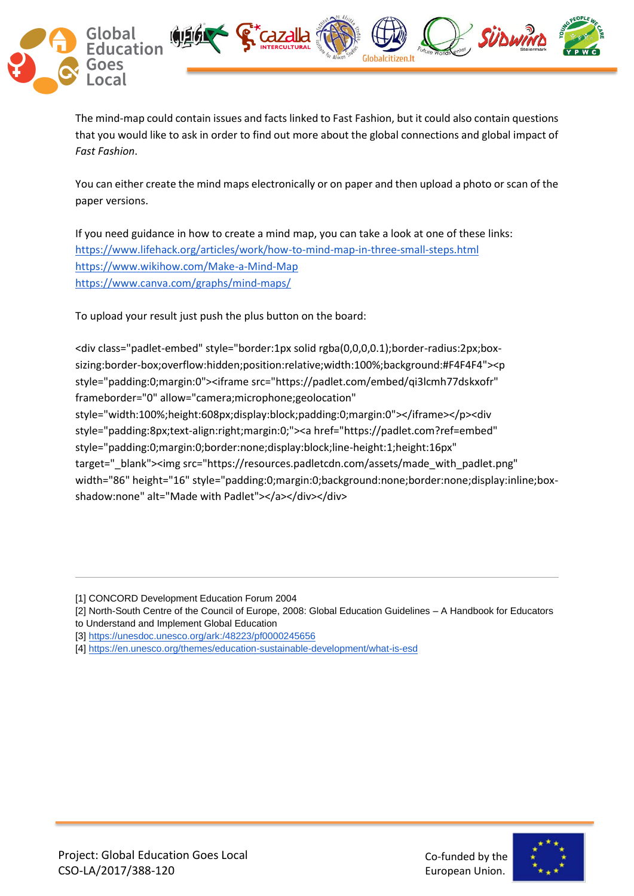The mind-map could contain issues and facts linked to Fast Fashion, but it could also contain questions that you would like to ask in order to find out more about the global connections and global impact of *Fast Fashion*.

You can either create the mind maps electronically or on paper and then upload a photo or scan of the paper versions.

If you need guidance in how to create a mind map, you can take a look at one of these links:
https://www.lifehack.org/articles/work/how-to-mind-map-in-three-small-steps.html
https://www.wikihow.com/Make-a-Mind-Map
https://www.canva.com/graphs/mind-maps/

To upload your result just push the plus button on the board:

<div class="padlet-embed" style="border:1px solid rgba(0,0,0,0.1);border-radius:2px;box-sizing:border-box;overflow:hidden;position:relative;width:100%;background:#F4F4F4"><p style="padding:0;margin:0"><iframe src="https://padlet.com/embed/qi3lcmh77dskxofr" frameborder="0" allow="camera;microphone;geolocation" style="width:100%;height:608px;display:block;padding:0;margin:0"></iframe></p><div style="padding:8px;text-align:right;margin:0;"><a href="https://padlet.com?ref=embed" style="padding:0;margin:0;border:none;display:block;line-height:1;height:16px" target="_blank"><img src="https://resources.padletcdn.com/assets/made_with_padlet.png" width="86" height="16" style="padding:0;margin:0;background:none;border:none;display:inline;box-shadow:none" alt="Made with Padlet"></a></div></div>

---

[1] CONCORD Development Education Forum 2004
[2] North-South Centre of the Council of Europe, 2008: Global Education Guidelines – A Handbook for Educators to Understand and Implement Global Education
[3] https://unesdoc.unesco.org/ark:/48223/pf0000245656
[4] https://en.unesco.org/themes/education-sustainable-development/what-is-esd